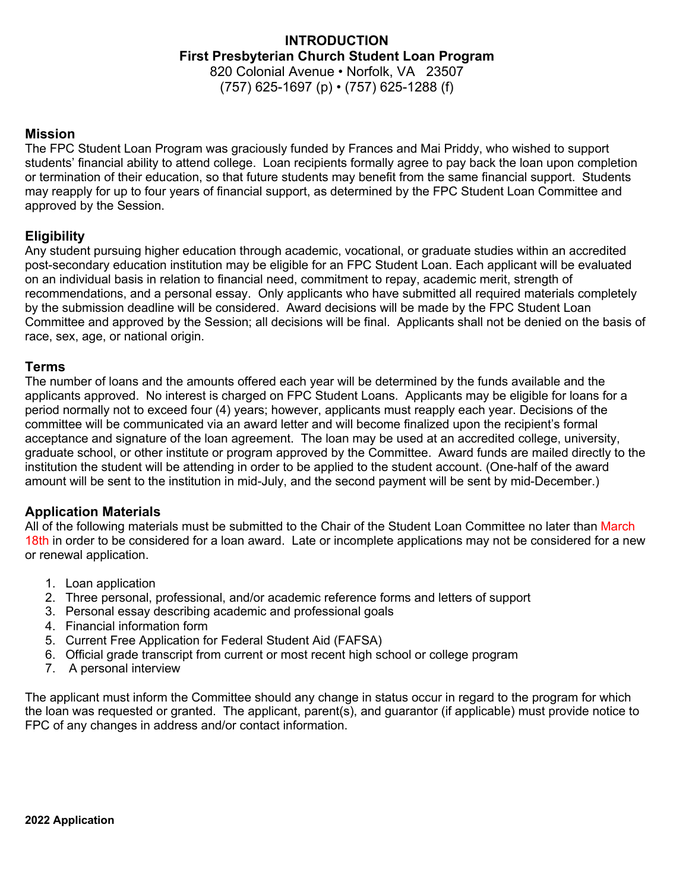# INTRODUCTION

## First Presbyterian Church Student Loan Program

820 Colonial Avenue • Norfolk, VA 23507
(757) 625-1697 (p) • (757) 625-1288 (f)

### Mission

The FPC Student Loan Program was graciously funded by Frances and Mai Priddy, who wished to support students' financial ability to attend college. Loan recipients formally agree to pay back the loan upon completion or termination of their education, so that future students may benefit from the same financial support. Students may reapply for up to four years of financial support, as determined by the FPC Student Loan Committee and approved by the Session.

### Eligibility

Any student pursuing higher education through academic, vocational, or graduate studies within an accredited post-secondary education institution may be eligible for an FPC Student Loan. Each applicant will be evaluated on an individual basis in relation to financial need, commitment to repay, academic merit, strength of recommendations, and a personal essay. Only applicants who have submitted all required materials completely by the submission deadline will be considered. Award decisions will be made by the FPC Student Loan Committee and approved by the Session; all decisions will be final. Applicants shall not be denied on the basis of race, sex, age, or national origin.

### Terms

The number of loans and the amounts offered each year will be determined by the funds available and the applicants approved. No interest is charged on FPC Student Loans. Applicants may be eligible for loans for a period normally not to exceed four (4) years; however, applicants must reapply each year. Decisions of the committee will be communicated via an award letter and will become finalized upon the recipient's formal acceptance and signature of the loan agreement. The loan may be used at an accredited college, university, graduate school, or other institute or program approved by the Committee. Award funds are mailed directly to the institution the student will be attending in order to be applied to the student account. (One-half of the award amount will be sent to the institution in mid-July, and the second payment will be sent by mid-December.)

### Application Materials

All of the following materials must be submitted to the Chair of the Student Loan Committee no later than March 18th in order to be considered for a loan award. Late or incomplete applications may not be considered for a new or renewal application.

1. Loan application
2. Three personal, professional, and/or academic reference forms and letters of support
3. Personal essay describing academic and professional goals
4. Financial information form
5. Current Free Application for Federal Student Aid (FAFSA)
6. Official grade transcript from current or most recent high school or college program
7. A personal interview

The applicant must inform the Committee should any change in status occur in regard to the program for which the loan was requested or granted. The applicant, parent(s), and guarantor (if applicable) must provide notice to FPC of any changes in address and/or contact information.

**2022 Application**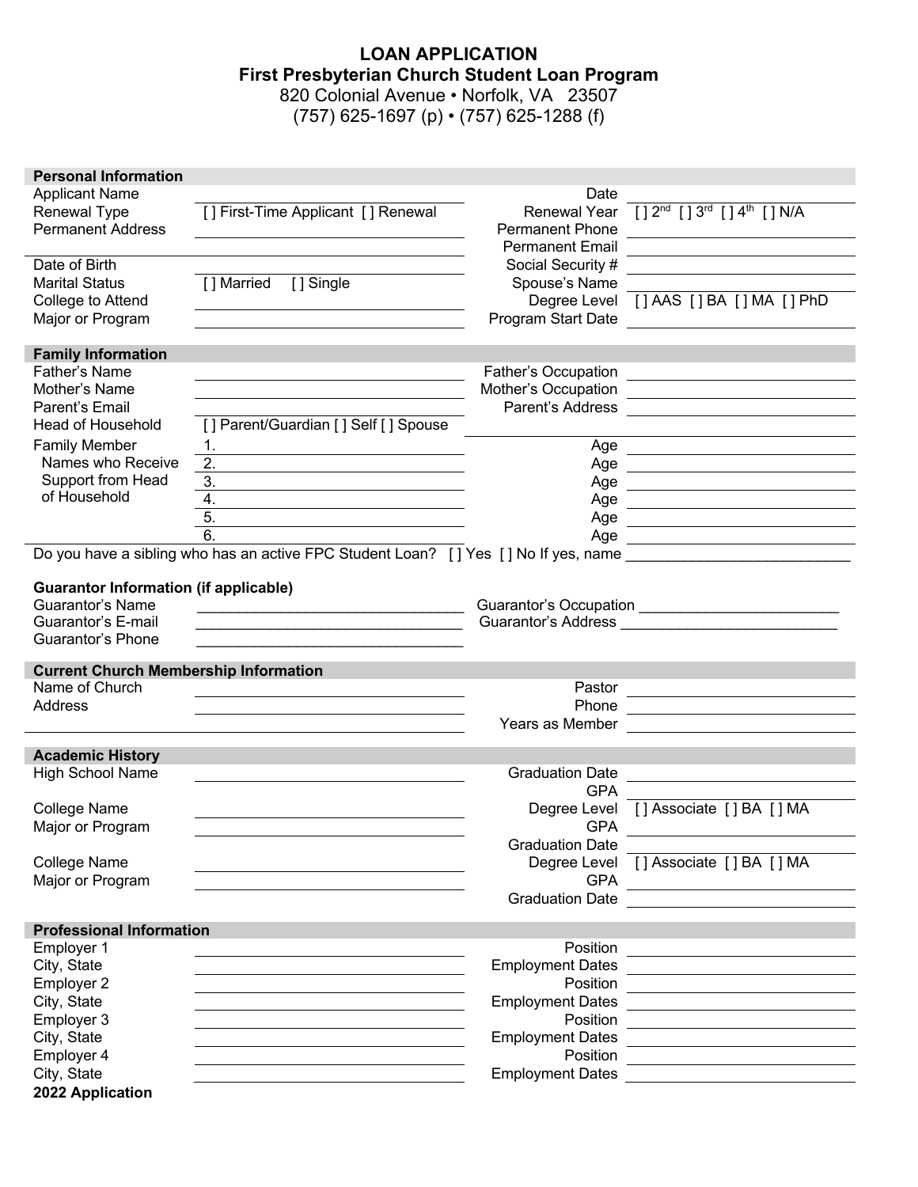# LOAN APPLICATION

## First Presbyterian Church Student Loan Program

820 Colonial Avenue • Norfolk, VA 23507

(757) 625-1697 (p) • (757) 625-1288 (f)

### Personal Information

| | | | |
|---|---|---|---|
| Applicant Name | | Date | |
| Renewal Type | [ ] First-Time Applicant [ ] Renewal | Renewal Year | [ ] 2nd [ ] 3rd [ ] 4th [ ] N/A |
| Permanent Address | | Permanent Phone | |
| | | Permanent Email | |
| Date of Birth | | Social Security # | |
| Marital Status | [ ] Married [ ] Single | Spouse's Name | |
| College to Attend | | Degree Level | [ ] AAS [ ] BA [ ] MA [ ] PhD |
| Major or Program | | Program Start Date | |

### Family Information

| | | | |
|---|---|---|---|
| Father's Name | | Father's Occupation | |
| Mother's Name | | Mother's Occupation | |
| Parent's Email | | Parent's Address | |
| Head of Household | [ ] Parent/Guardian [ ] Self [ ] Spouse | | |
| Family Member Names who Receive Support from Head of Household | 1. | Age | |
| | 2. | Age | |
| | 3. | Age | |
| | 4. | Age | |
| | 5. | Age | |
| | 6. | Age | |

Do you have a sibling who has an active FPC Student Loan? [ ] Yes [ ] No If yes, name ___________________________

### Guarantor Information (if applicable)

| | | | |
|---|---|---|---|
| Guarantor's Name | | Guarantor's Occupation | |
| Guarantor's E-mail | | Guarantor's Address | |
| Guarantor's Phone | | | |

### Current Church Membership Information

| | | | |
|---|---|---|---|
| Name of Church | | Pastor | |
| Address | | Phone | |
| | | Years as Member | |

### Academic History

| | | | |
|---|---|---|---|
| High School Name | | Graduation Date | |
| | | GPA | |
| College Name | | Degree Level | [ ] Associate [ ] BA [ ] MA |
| Major or Program | | GPA | |
| | | Graduation Date | |
| College Name | | Degree Level | [ ] Associate [ ] BA [ ] MA |
| Major or Program | | GPA | |
| | | Graduation Date | |

### Professional Information

| | | | |
|---|---|---|---|
| Employer 1 | | Position | |
| City, State | | Employment Dates | |
| Employer 2 | | Position | |
| City, State | | Employment Dates | |
| Employer 3 | | Position | |
| City, State | | Employment Dates | |
| Employer 4 | | Position | |
| City, State | | Employment Dates | |

**2022 Application**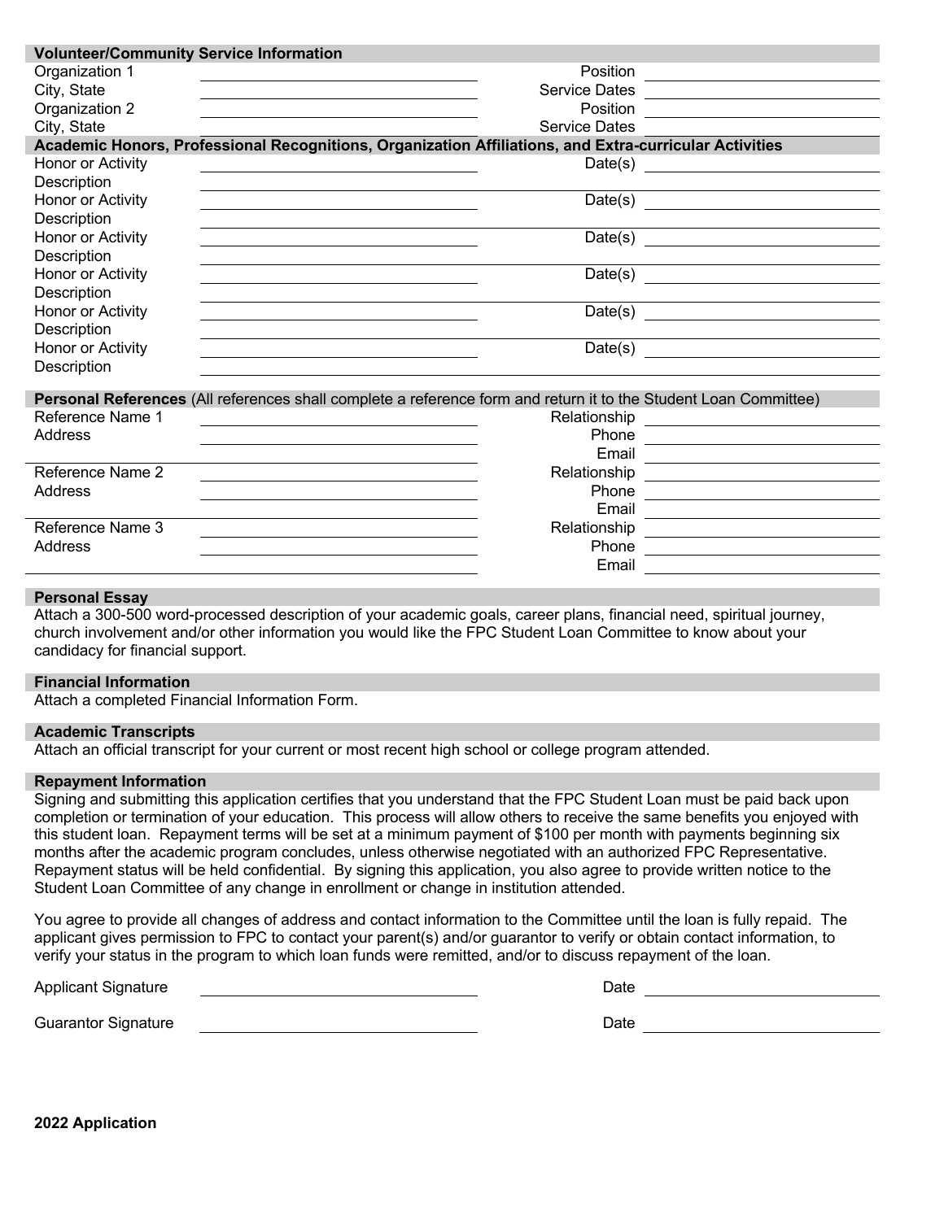## Volunteer/Community Service Information

| | | | |
|---|---|---|---|
| Organization 1 | | Position | |
| City, State | | Service Dates | |
| Organization 2 | | Position | |
| City, State | | Service Dates | |

## Academic Honors, Professional Recognitions, Organization Affiliations, and Extra-curricular Activities

| | | | |
|---|---|---|---|
| Honor or Activity | | Date(s) | |
| Description | | | |
| Honor or Activity | | Date(s) | |
| Description | | | |
| Honor or Activity | | Date(s) | |
| Description | | | |
| Honor or Activity | | Date(s) | |
| Description | | | |
| Honor or Activity | | Date(s) | |
| Description | | | |
| Honor or Activity | | Date(s) | |
| Description | | | |

## Personal References (All references shall complete a reference form and return it to the Student Loan Committee)

| | | | |
|---|---|---|---|
| Reference Name 1 | | Relationship | |
| Address | | Phone | |
| | | Email | |
| Reference Name 2 | | Relationship | |
| Address | | Phone | |
| | | Email | |
| Reference Name 3 | | Relationship | |
| Address | | Phone | |
| | | Email | |

## Personal Essay

Attach a 300-500 word-processed description of your academic goals, career plans, financial need, spiritual journey, church involvement and/or other information you would like the FPC Student Loan Committee to know about your candidacy for financial support.

## Financial Information

Attach a completed Financial Information Form.

## Academic Transcripts

Attach an official transcript for your current or most recent high school or college program attended.

## Repayment Information

Signing and submitting this application certifies that you understand that the FPC Student Loan must be paid back upon completion or termination of your education. This process will allow others to receive the same benefits you enjoyed with this student loan. Repayment terms will be set at a minimum payment of $100 per month with payments beginning six months after the academic program concludes, unless otherwise negotiated with an authorized FPC Representative. Repayment status will be held confidential. By signing this application, you also agree to provide written notice to the Student Loan Committee of any change in enrollment or change in institution attended.

You agree to provide all changes of address and contact information to the Committee until the loan is fully repaid. The applicant gives permission to FPC to contact your parent(s) and/or guarantor to verify or obtain contact information, to verify your status in the program to which loan funds were remitted, and/or to discuss repayment of the loan.

| | | | |
|---|---|---|---|
| Applicant Signature | | Date | |
| Guarantor Signature | | Date | |

**2022 Application**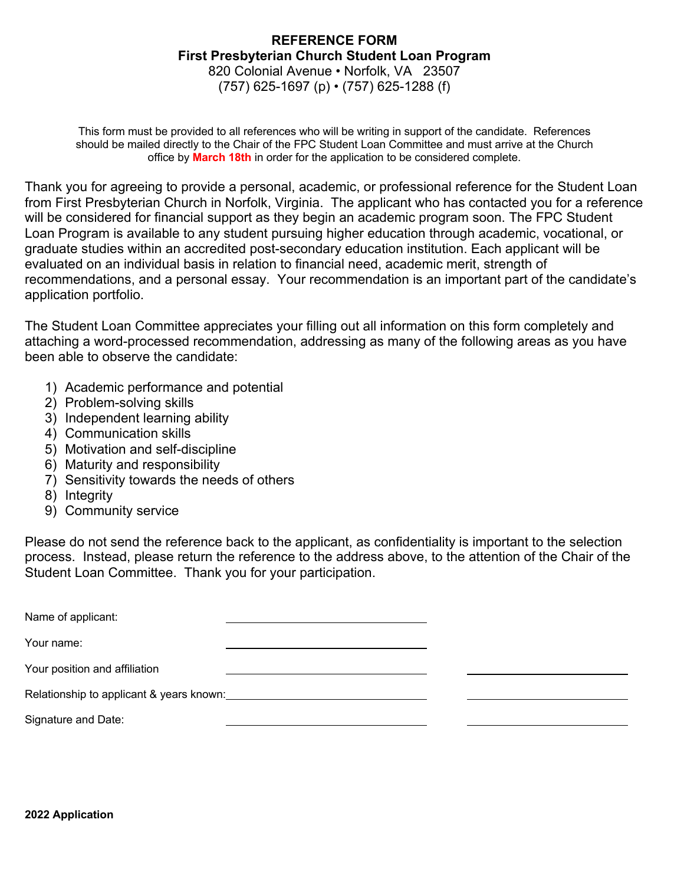# REFERENCE FORM

## First Presbyterian Church Student Loan Program

820 Colonial Avenue • Norfolk, VA 23507
(757) 625-1697 (p) • (757) 625-1288 (f)

This form must be provided to all references who will be writing in support of the candidate. References should be mailed directly to the Chair of the FPC Student Loan Committee and must arrive at the Church office by **March 18th** in order for the application to be considered complete.

Thank you for agreeing to provide a personal, academic, or professional reference for the Student Loan from First Presbyterian Church in Norfolk, Virginia. The applicant who has contacted you for a reference will be considered for financial support as they begin an academic program soon. The FPC Student Loan Program is available to any student pursuing higher education through academic, vocational, or graduate studies within an accredited post-secondary education institution. Each applicant will be evaluated on an individual basis in relation to financial need, academic merit, strength of recommendations, and a personal essay. Your recommendation is an important part of the candidate's application portfolio.

The Student Loan Committee appreciates your filling out all information on this form completely and attaching a word-processed recommendation, addressing as many of the following areas as you have been able to observe the candidate:

1) Academic performance and potential
2) Problem-solving skills
3) Independent learning ability
4) Communication skills
5) Motivation and self-discipline
6) Maturity and responsibility
7) Sensitivity towards the needs of others
8) Integrity
9) Community service

Please do not send the reference back to the applicant, as confidentiality is important to the selection process. Instead, please return the reference to the address above, to the attention of the Chair of the Student Loan Committee. Thank you for your participation.

Name of applicant: ______________________________

Your name: ______________________________

Your position and affiliation ______________________________ ______________________________

Relationship to applicant & years known: ______________________________ ______________________________

Signature and Date: ______________________________ ______________________________

**2022 Application**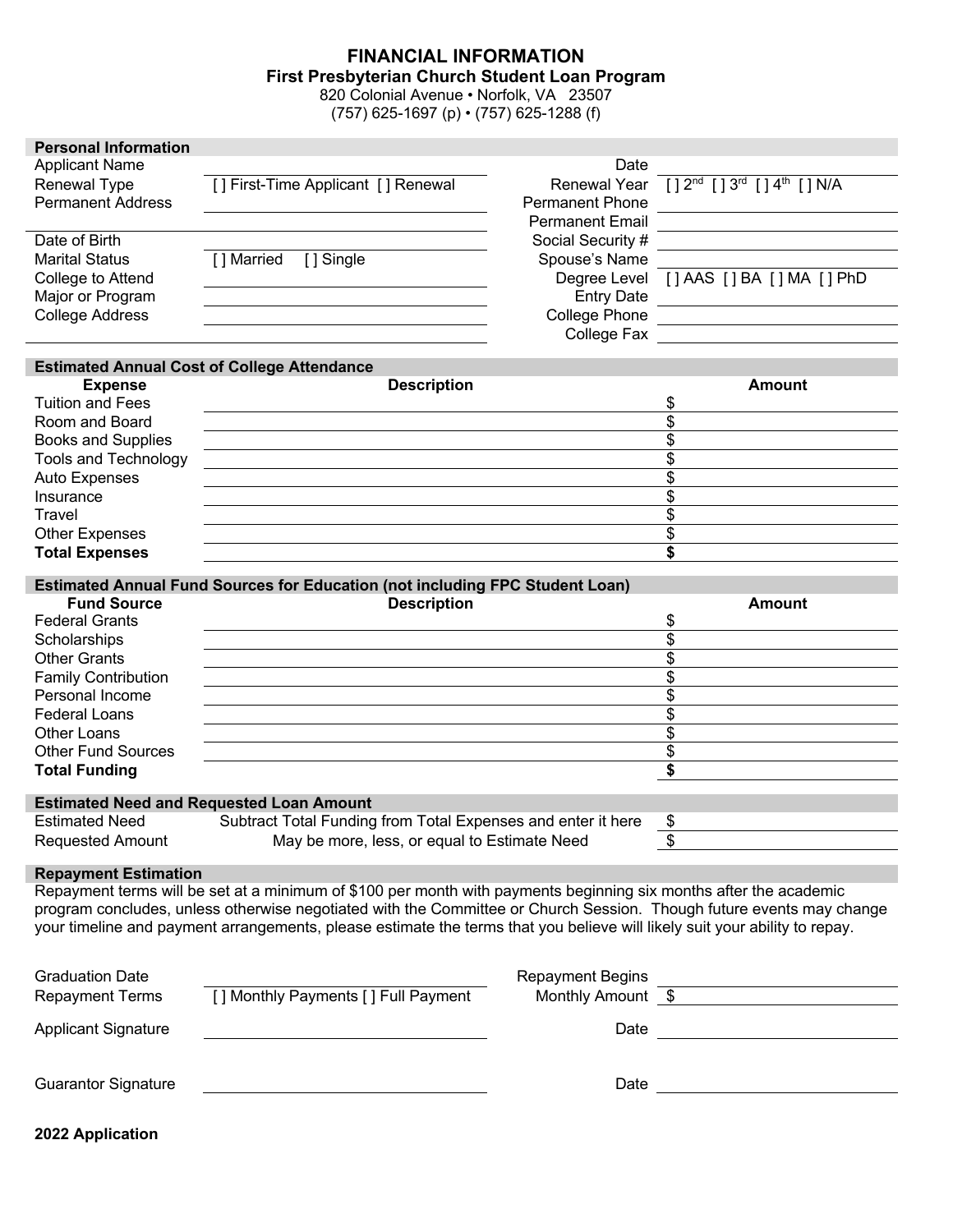# FINANCIAL INFORMATION

## First Presbyterian Church Student Loan Program

820 Colonial Avenue • Norfolk, VA 23507
(757) 625-1697 (p) • (757) 625-1288 (f)

### Personal Information

| | | | |
|---|---|---|---|
| Applicant Name | | Date | |
| Renewal Type | [ ] First-Time Applicant [ ] Renewal | Renewal Year | [ ] 2nd [ ] 3rd [ ] 4th [ ] N/A |
| Permanent Address | | Permanent Phone | |
| | | Permanent Email | |
| Date of Birth | | Social Security # | |
| Marital Status | [ ] Married [ ] Single | Spouse's Name | |
| College to Attend | | Degree Level | [ ] AAS [ ] BA [ ] MA [ ] PhD |
| Major or Program | | Entry Date | |
| College Address | | College Phone | |
| | | College Fax | |

### Estimated Annual Cost of College Attendance

| Expense | Description | Amount |
|---|---|---|
| Tuition and Fees | | $ |
| Room and Board | | $ |
| Books and Supplies | | $ |
| Tools and Technology | | $ |
| Auto Expenses | | $ |
| Insurance | | $ |
| Travel | | $ |
| Other Expenses | | $ |
| **Total Expenses** | | **$** |

### Estimated Annual Fund Sources for Education (not including FPC Student Loan)

| Fund Source | Description | Amount |
|---|---|---|
| Federal Grants | | $ |
| Scholarships | | $ |
| Other Grants | | $ |
| Family Contribution | | $ |
| Personal Income | | $ |
| Federal Loans | | $ |
| Other Loans | | $ |
| Other Fund Sources | | $ |
| **Total Funding** | | **$** |

### Estimated Need and Requested Loan Amount

| | | |
|---|---|---|
| Estimated Need | Subtract Total Funding from Total Expenses and enter it here | $ |
| Requested Amount | May be more, less, or equal to Estimate Need | $ |

### Repayment Estimation

Repayment terms will be set at a minimum of $100 per month with payments beginning six months after the academic program concludes, unless otherwise negotiated with the Committee or Church Session. Though future events may change your timeline and payment arrangements, please estimate the terms that you believe will likely suit your ability to repay.

| | | | |
|---|---|---|---|
| Graduation Date | | Repayment Begins | |
| Repayment Terms | [ ] Monthly Payments [ ] Full Payment | Monthly Amount | $ |
| Applicant Signature | | Date | |
| Guarantor Signature | | Date | |

**2022 Application**